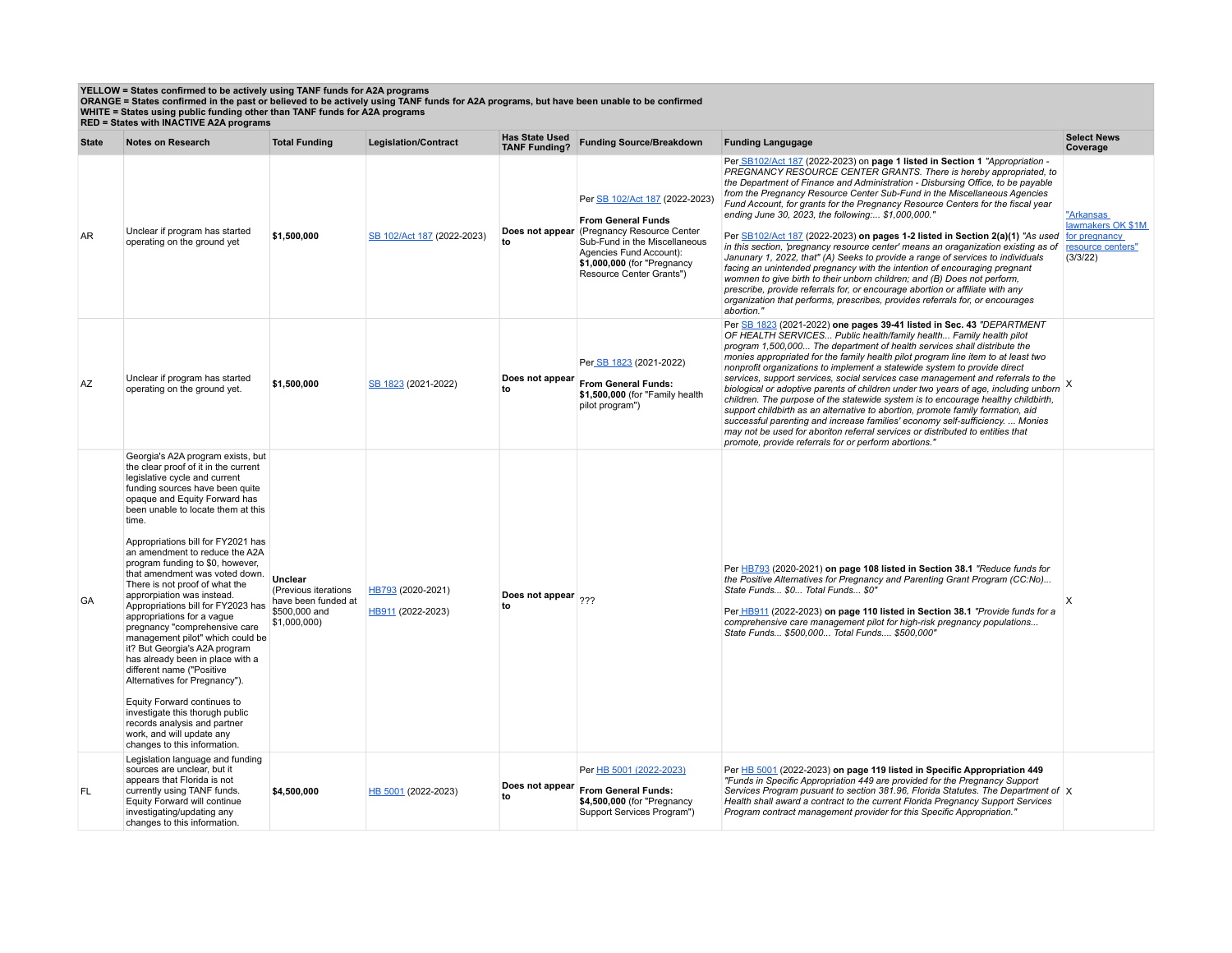**YELLOW = States confirmed to be actively using TANF funds for A2A programs**
**ORANGE = States confirmed in the past or believed to be actively using TANF funds for A2A programs, but have been unable to be confirmed**
**WHITE = States using public funding other than TANF funds for A2A programs**
**RED = States with INACTIVE A2A programs**

| State | Notes on Research | Total Funding | Legislation/Contract | Has State Used TANF Funding? | Funding Source/Breakdown | Funding Langugage | Select News Coverage |
|---|---|---|---|---|---|---|---|
| AR | Unclear if program has started operating on the ground yet | **$1,500,000** | SB 102/Act 187 (2022-2023) | **Does not appear to** | Per SB 102/Act 187 (2022-2023)<br><br>**From General Funds** (Pregnancy Resource Center Sub-Fund in the Miscellaneous Agencies Fund Account): **$1,000,000** (for "Pregnancy Resource Center Grants") | Per SB102/Act 187 (2022-2023) on **page 1 listed in Section 1** *"Appropriation - PREGNANCY RESOURCE CENTER GRANTS. There is hereby appropriated, to the Department of Finance and Administration - Disbursing Office, to be payable from the Pregnancy Resource Center Sub-Fund in the Miscellaneous Agencies Fund Account, for grants for the Pregnancy Resource Centers for the fiscal year ending June 30, 2023, the following:... $1,000,000."*<br><br>Per SB102/Act 187 (2022-2023) **on pages 1-2 listed in Section 2(a)(1)** *"As used in this section, 'pregnancy resource center' means an organization existing as of Janunary 1, 2022, that" (A) Seeks to provide a range of services to individuals facing an unintended pregnancy with the intention of encouraging pregnant womnen to give birth to their unborn children; and (B) Does not perform, prescribe, provide referrals for, or encourage abortion or affiliate with any organization that performs, prescribes, provides referrals for, or encourages abortion."* | "Arkansas lawmakers OK $1M for pregnancy resource centers" (3/3/22) |
| AZ | Unclear if program has started operating on the ground yet. | **$1,500,000** | SB 1823 (2021-2022) | **Does not appear to** | Per SB 1823 (2021-2022)<br><br>**From General Funds: $1,500,000** (for "Family health pilot program") | Per SB 1823 (2021-2022) **one pages 39-41 listed in Sec. 43** *"DEPARTMENT OF HEALTH SERVICES... Public health/family health... Family health pilot program 1,500,000... The department of health services shall distribute the monies appropriated for the family health pilot program line item to at least two nonprofit organizations to implement a statewide system to provide direct services, support services, social services case management and referrals to the biological or adoptive parents of children under two years of age, including unborn children. The purpose of the statewide system is to encourage healthy childbirth, support childbirth as an alternative to abortion, promote family formation, aid successful parenting and increase families' economy self-sufficiency. ... Monies may not be used for aboriton referral services or distributed to entities that promote, provide referrals for or perform abortions."* | X |
| GA | Georgia's A2A program exists, but the clear proof of it in the current legislative cycle and current funding sources have been quite opaque and Equity Forward has been unable to locate them at this time.<br><br>Appropriations bill for FY2021 has an amendment to reduce the A2A program funding to $0, however, that amendment was voted down. There is not proof of what the approprpiation was instead. Appropriations bill for FY2023 has appropriations for a vague pregnancy "comprehensive care management pilot" which could be it? But Georgia's A2A program has already been in place with a different name ("Positive Alternatives for Pregnancy").<br><br>Equity Forward continues to investigate this thorugh public records analysis and partner work, and will update any changes to this information. | **Unclear** (Previous iterations have been funded at $500,000 and $1,000,000) | HB793 (2020-2021)<br><br>HB911 (2022-2023) | **Does not appear to** | ??? | Per HB793 (2020-2021) **on page 108 listed in Section 38.1** *"Reduce funds for the Positive Alternatives for Pregnancy and Parenting Grant Program (CC:No)... State Funds... $0... Total Funds... $0"*<br><br>Per HB911 (2022-2023) **on page 110 listed in Section 38.1** *"Provide funds for a comprehensive care management pilot for high-risk pregnancy populations... State Funds... $500,000... Total Funds.... $500,000"* | X |
| FL | Legislation language and funding sources are unclear, but it appears that Florida is not currently using TANF funds. Equity Forward will continue investigating/updating any changes to this information. | **$4,500,000** | HB 5001 (2022-2023) | **Does not appear to** | Per HB 5001 (2022-2023)<br><br>**From General Funds: $4,500,000** (for "Pregnancy Support Services Program") | Per HB 5001 (2022-2023) **on page 119 listed in Specific Appropriation 449** *"Funds in Specific Appropriation 449 are provided for the Pregnancy Support Services Program pusuant to section 381.96, Florida Statutes. The Department of Health shall award a contract to the current Florida Pregnancy Support Services Program contract management provider for this Specific Appropriation."* | X |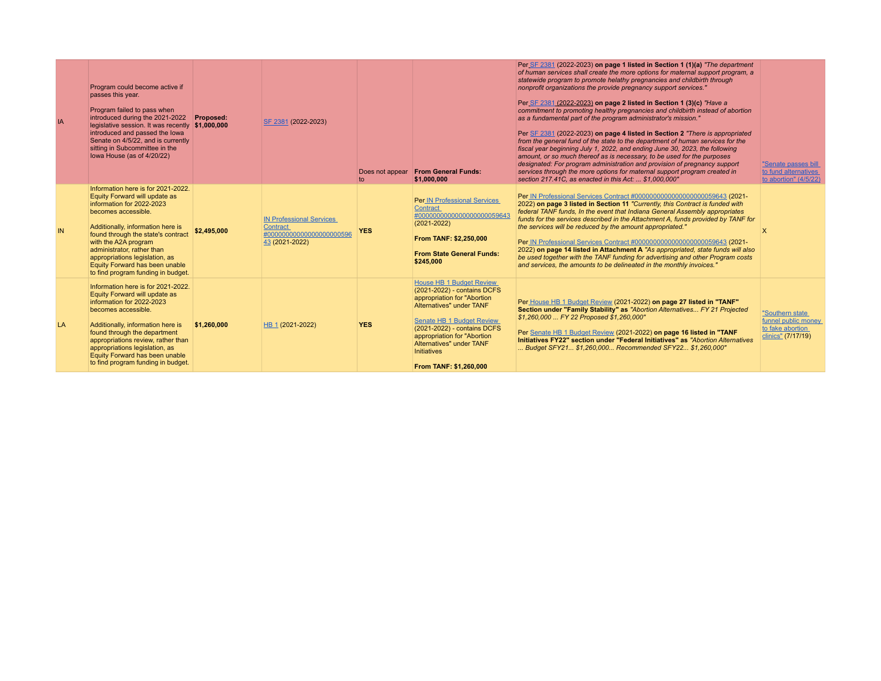| | | | | | | | |
|---|---|---|---|---|---|---|---|
| IA | Program could become active if passes this year.<br><br>Program failed to pass when introduced during the 2021-2022 legislative session. It was recently introduced and passed the Iowa Senate on 4/5/22, and is currently sitting in Subcommittee in the Iowa House (as of 4/20/22) | **Proposed: $1,000,000** | SF 2381 (2022-2023) | Does not appear to | **From General Funds: $1,000,000** | Per SF 2381 (2022-2023) **on page 1 listed in Section 1 (1)(a)** *"The department of human services shall create the more options for maternal support program, a statewide program to promote helathy pregnancies and childbirth through nonprofit organizations the provide pregnancy support services."*<br><br>Per SF 2381 (2022-2023) **on page 2 listed in Section 1 (3)(c)** *"Have a commitment to promoting healthy pregnancies and childbirth instead of abortion as a fundamental part of the program administrator's mission."*<br><br>Per SF 2381 (2022-2023) **on page 4 listed in Section 2** *"There is appropriated from the general fund of the state to the department of human services for the fiscal year beginning July 1, 2022, and ending June 30, 2023, the following amount, or so much thereof as is necessary, to be used for the purposes designated: For program administration and provision of pregnancy support services through the more options for maternal support program created in section 217.41C, as enacted in this Act: ... $1,000,000"* | "Senate passes bill to fund alternatives to abortion" (4/5/22) |
| IN | Information here is for 2021-2022. Equity Forward will update as information for 2022-2023 becomes accessible.<br><br>Additionally, information here is found through the state's contract with the A2A program administrator, rather than appropriations legislation, as Equity Forward has been unable to find program funding in budget. | $2,495,000 | IN Professional Services Contract #0000000000000000000059643 (2021-2022) | **YES** | Per IN Professional Services Contract #0000000000000000000059643 (2021-2022)<br><br>**From TANF: $2,250,000**<br><br>**From State General Funds: $245,000** | Per IN Professional Services Contract #0000000000000000000059643 (2021-2022) **on page 3 listed in Section 11** *"Currently, this Contract is funded with federal TANF funds, In the event that Indiana General Assembly appropriates funds for the services described in the Attachment A, funds provided by TANF for the services will be reduced by the amount appropriated."*<br><br>Per IN Professional Services Contract #0000000000000000000059643 (2021-2022) **on page 14 listed in Attachment A** *"As appropriated, state funds will also be used together with the TANF funding for advertising and other Program costs and services, the amounts to be delineated in the monthly invoices."* | X |
| LA | Information here is for 2021-2022. Equity Forward will update as information for 2022-2023 becomes accessible.<br><br>Additionally, information here is found through the department appropriations review, rather than appropriations legislation, as Equity Forward has been unable to find program funding in budget. | $1,260,000 | HB 1 (2021-2022) | **YES** | House HB 1 Budget Review (2021-2022) - contains DCFS appropriation for "Abortion Alternatives" under TANF<br><br>Senate HB 1 Budget Review (2021-2022) - contains DCFS appropriation for "Abortion Alternatives" under TANF Initiatives<br><br>**From TANF: $1,260,000** | Per House HB 1 Budget Review (2021-2022) **on page 27 listed in "TANF" Section under "Family Stability" as** *"Abortion Alternatives... FY 21 Projected $1,260,000 ... FY 22 Proposed $1,260,000"*<br><br>Per Senate HB 1 Budget Review (2021-2022) **on page 16 listed in "TANF Initiatives FY22" section under "Federal Initiatives" as** *"Abortion Alternatives ... Budget SFY21... $1,260,000... Recommended SFY22... $1,260,000"* | "Southern state funnel public money to fake abortion clinics" (7/17/19) |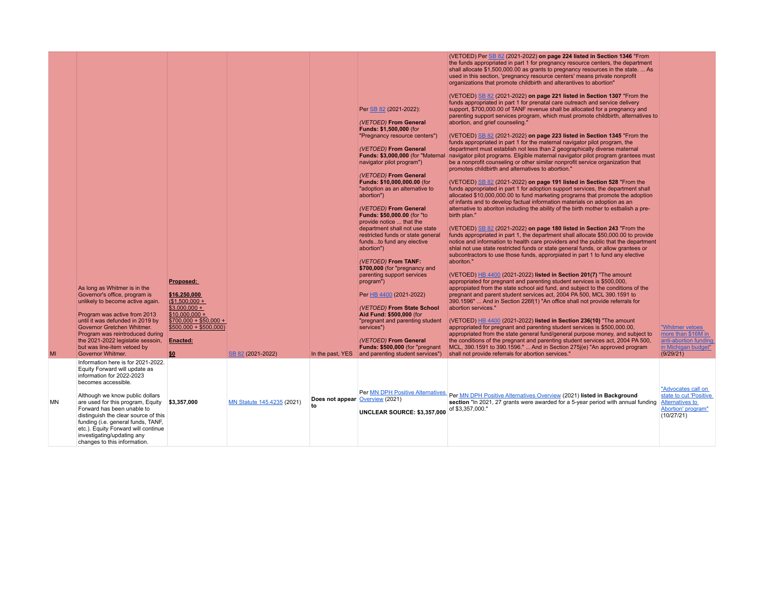| | | | | | | | |
|---|---|---|---|---|---|---|---|
| MI | As long as Whitmer is in the Governor's office, program is unlikely to become active again.<br><br>Program was active from 2013 until it was defunded in 2019 by Governor Gretchen Whitmer. Program was reintroduced during the 2021-2022 legislatie sessoin, but was line-item vetoed by Governor Whitmer. | **Proposed:**<br><br>**$16,250,000**<br>($1,500,000 + $3,000,000 + $10,000,000 + $700,000 + $50,000 + $500,000 + $500,000)<br><br>**Enacted:**<br><br>**$0** | SB 82 (2021-2022) | In the past, YES | Per SB 82 (2021-2022):<br><br>*(VETOED)* **From General Funds: $1,500,000** (for "Pregnancy resource centers")<br><br>*(VETOED)* **From General Funds: $3,000,000** (for "Maternal navigator pilot program")<br><br>*(VETOED)* **From General Funds: $10,000,000.00** (for "adoption as an alternative to abortion")<br><br>*(VETOED)* **From General Funds: $50,000.00** (for "to provide notice ... that the department shall not use state restricted funds or state general funds...to fund any elective abortion")<br><br>*(VETOED)* **From TANF: $700,000** (for "pregnancy and parenting support services program")<br><br>Per HB 4400 (2021-2022)<br><br>*(VETOED)* **From State School Aid Fund: $500,000** (for "pregnant and parenting student services")<br><br>*(VETOED)* **From General Funds: $500,000** (for "pregnant and parenting student services") | (VETOED) Per SB 82 (2021-2022) **on page 224 listed in Section 1346** "From the funds appropriated in part 1 for pregnancy resource centers, the department shall allocate $1,500,000.00 as grants to pregnancy resources in the state. ... As used in this section, 'pregnancy resource centers' means private nonprofit organizations that promote childbirth and alterantives to abortion"<br><br>(VETOED) SB 82 (2021-2022) **on page 221 listed in Section 1307** "From the funds appropriated in part 1 for prenatal care outreach and service delivery support, $700,000.00 of TANF revenue shall be allocated for a pregnancy and parenting support services program, which must promote childbirth, alternatives to abortion, and grief counseling."<br><br>(VETOED) SB 82 (2021-2022) **on page 223 listed in Section 1345** "From the funds appropriated in part 1 for the maternal navigator pilot program, the department must establish not less than 2 geographically diverse maternal navigator pilot programs. Eligible maternal navigator pilot program grantees must be a nonprofit counseling or other similar nonprofit service organization that promotes childbirth and alternatives to abortion."<br><br>(VETOED) SB 82 (2021-2022) **on page 191 listed in Section 528** "From the funds appropriated in part 1 for adoption support services, the department shall allocated $10,000,000.00 to fund marketing programs that promote the adoption of infants and to develop factual information materials on adoption as an alternative to aboriton including the ability of the birth mother to estblaish a pre-birth plan."<br><br>(VETOED) SB 82 (2021-2022) **on page 180 listed in Section 243** "From the funds appropriated in part 1, the department shall allocate $50,000.00 to provide notice and information to health care providers and the public that the department shlal not use state restricted funds or state general funds, or allow grantees or subcontractors to use those funds, apprропriated in part 1 to fund any elective aboriton."<br><br>(VETOED) HB 4400 (2021-2022) **listed in Section 201(7)** "The amount appropriated for pregnant and parenting student services is $500,000, appropriated from the state school aid fund, and subject to the conditions of the pregnant and parent student services act, 2004 PA 500, MCL 390.1591 to 390.1596" ... And in Section 226f(1) "An office shall not provide referrals for abortion services."<br><br>(VETOED) HB 4400 (2021-2022) **listed in Section 236(10)** "The amount appropriated for pregnant and parenting student services is $500,000.00, appropriated from the state general fund/general purpose money, and subject to the conditions of the pregnant and parenting student services act, 2004 PA 500, MCL, 390.1591 to 390.1596." ... And in Section 275j(e) "An approved program shall not provide referrals for abortion services." | "Whitmer vetoes more than $16M in anti-abortion funding in Michigan budget" (9/29/21) |
| MN | Information here is for 2021-2022. Equity Forward will update as information for 2022-2023 becomes accessible.<br><br>Although we know public dollars are used for this program, Equity Forward has been unable to distinguish the clear source of this funding (i.e. general funds, TANF, etc.). Equity Forward will continue investigating/updating any changes to this information. | **$3,357,000** | MN Statute 145.4235 (2021) | **Does not appear to** | Per MN DPH Positive Alternatives Overview (2021)<br><br>**UNCLEAR SOURCE: $3,357,000** | Per MN DPH Positive Alternatives Overview (2021) **listed in Background section** "In 2021, 27 grants were awarded for a 5-year period with annual funding of $3,357,000." | "Advocates call on state to cut 'Positive Alternatives to Abortion' program" (10/27/21) |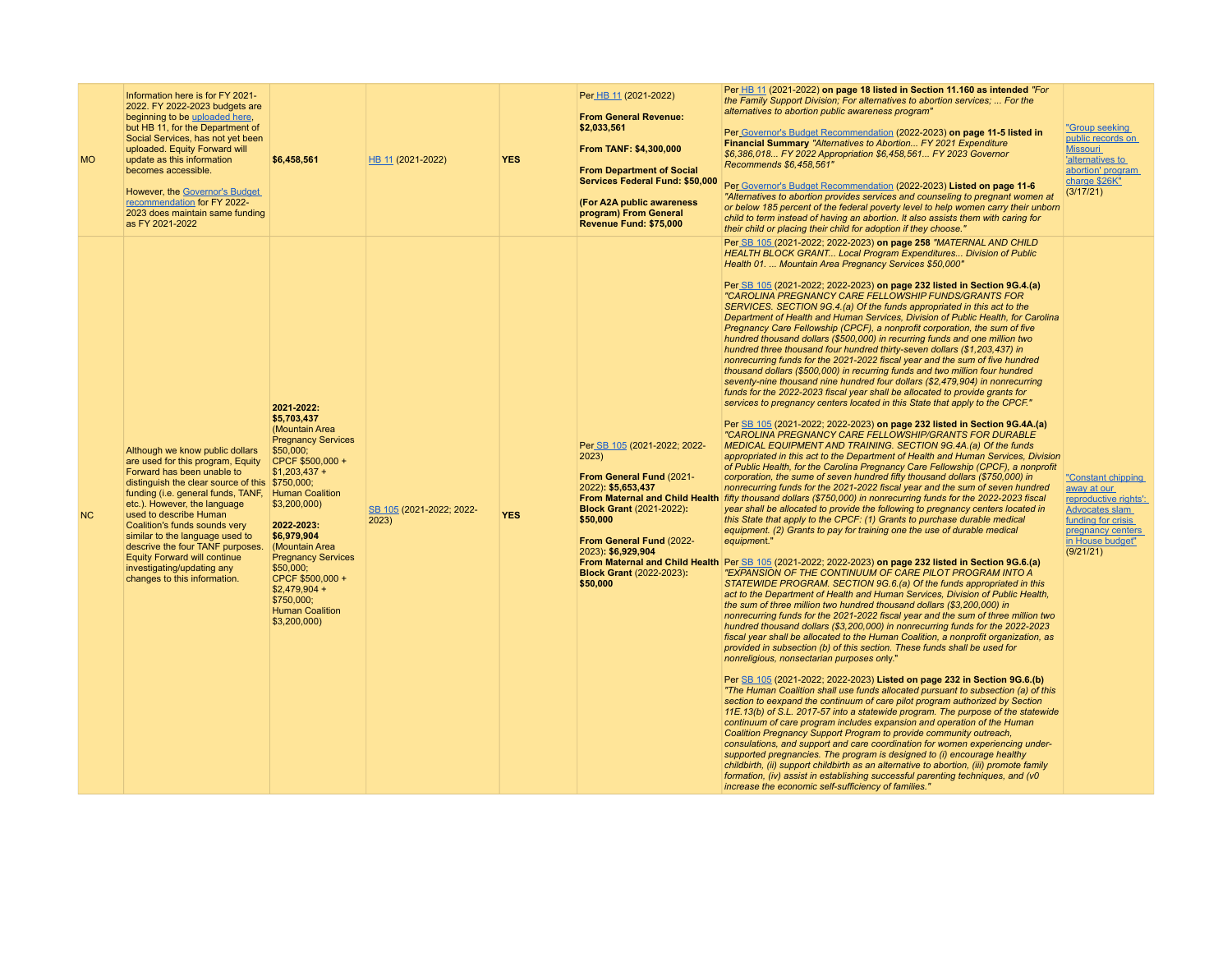| MO | Information here is for FY 2021-2022. FY 2022-2023 budgets are beginning to be uploaded here, but HB 11, for the Department of Social Services, has not yet been uploaded. Equity Forward will update as this information becomes accessible.<br><br>However, the Governor's Budget recommendation for FY 2022-2023 does maintain same funding as FY 2021-2022 | **$6,458,561** | HB 11 (2021-2022) | **YES** | Per HB 11 (2021-2022)<br><br>**From General Revenue: $2,033,561**<br><br>**From TANF: $4,300,000**<br><br>**From Department of Social Services Federal Fund: $50,000**<br><br>**(For A2A public awareness program) From General Revenue Fund: $75,000** | Per HB 11 (2021-2022) **on page 18 listed in Section 11.160 as intended** *"For the Family Support Division; For alternatives to abortion services; ... For the alternatives to abortion public awareness program"*<br><br>Per Governor's Budget Recommendation (2022-2023) **on page 11-5 listed in Financial Summary** *"Alternatives to Abortion... FY 2021 Expenditure $6,386,018... FY 2022 Appropriation $6,458,561... FY 2023 Governor Recommends $6,458,561"*<br><br>Per Governor's Budget Recommendation (2022-2023) **Listed on page 11-6** *"Alternatives to abortion provides services and counseling to pregnant women at or below 185 percent of the federal poverty level to help women carry their unborn child to term instead of having an abortion. It also assists them with caring for their child or placing their child for adoption if they choose."* | "Group seeking public records on Missouri 'alternatives to abortion' program charge $26K" (3/17/21) |
|---|---|---|---|---|---|---|---|
| NC | Although we know public dollars are used for this program, Equity Forward has been unable to distinguish the clear source of this funding (i.e. general funds, TANF, etc.). However, the language used to describe Human Coalition's funds sounds very similar to the language used to descrive the four TANF purposes. Equity Forward will continue investigating/updating any changes to this information. | **2021-2022: $5,703,437** (Mountain Area Pregnancy Services $50,000; CPCF $500,000 + $1,203,437 + $750,000; Human Coalition $3,200,000)<br><br>**2022-2023: $6,979,904** (Mountain Area Pregnancy Services $50,000; CPCF $500,000 + $2,479,904 + $750,000; Human Coalition $3,200,000) | SB 105 (2021-2022; 2022-2023) | **YES** | Per SB 105 (2021-2022; 2022-2023)<br><br>**From General Fund** (2021-2022)**: $5,653,437**<br>**From Maternal and Child Health Block Grant** (2021-2022)**: $50,000**<br><br>**From General Fund** (2022-2023)**: $6,929,904**<br>**From Maternal and Child Health Block Grant** (2022-2023)**: $50,000** | Per SB 105 (2021-2022; 2022-2023) **on page 258** *"MATERNAL AND CHILD HEALTH BLOCK GRANT... Local Program Expenditures... Division of Public Health 01. ... Mountain Area Pregnancy Services $50,000"*<br><br>Per SB 105 (2021-2022; 2022-2023) **on page 232 listed in Section 9G.4.(a)** *"CAROLINA PREGNANCY CARE FELLOWSHIP FUNDS/GRANTS FOR SERVICES. SECTION 9G.4.(a) Of the funds appropriated in this act to the Department of Health and Human Services, Division of Public Health, for Carolina Pregnancy Care Fellowship (CPCF), a nonprofit corporation, the sum of five hundred thousand dollars ($500,000) in recurring funds and one million two hundred three thousand four hundred thirty-seven dollars ($1,203,437) in nonrecurring funds for the 2021-2022 fiscal year and the sum of five hundred thousand dollars ($500,000) in recurring funds and two million four hundred seventy-nine thousand nine hundred four dollars ($2,479,904) in nonrecurring funds for the 2022-2023 fiscal year shall be allocated to provide grants for services to pregnancy centers located in this State that apply to the CPCF."*<br><br>Per SB 105 (2021-2022; 2022-2023) **on page 232 listed in Section 9G.4A.(a)** *"CAROLINA PREGNANCY CARE FELLOWSHIP/GRANTS FOR DURABLE MEDICAL EQUIPMENT AND TRAINING. SECTION 9G.4A.(a) Of the funds appropriated in this act to the Department of Health and Human Services, Division of Public Health, for the Carolina Pregnancy Care Fellowship (CPCF), a nonprofit corporation, the sum of seven hundred fifty thousand dollars ($750,000) in nonrecurring funds for the 2021-2022 fiscal year and the sum of seven hundred fifty thousand dollars ($750,000) in nonrecurring funds for the 2022-2023 fiscal year shall be allocated to provide the following to pregnancy centers located in this State that apply to the CPCF: (1) Grants to purchase durable medical equipment. (2) Grants to pay for training one the use of durable medical equipment."*<br><br>Per SB 105 (2021-2022; 2022-2023) **on page 232 listed in Section 9G.6.(a)** *"EXPANSION OF THE CONTINUUM OF CARE PILOT PROGRAM INTO A STATEWIDE PROGRAM. SECTION 9G.6.(a) Of the funds appropriated in this act to the Department of Health and Human Services, Division of Public Health, the sum of three million two hundred thousand dollars ($3,200,000) in nonrecurring funds for the 2021-2022 fiscal year and the sum of three million two hundred thousand dollars ($3,200,000) in nonrecurring funds for the 2022-2023 fiscal year shall be allocated to the Human Coalition, a nonprofit organization, as provided in subsection (b) of this section. These funds shall be used for nonreligious, nonsectarian purposes only."*<br><br>Per SB 105 (2021-2022; 2022-2023) **Listed on page 232 in Section 9G.6.(b)** *"The Human Coalition shall use funds allocated pursuant to subsection (a) of this section to eexpand the continuum of care pilot program authorized by Section 11E.13(b) of S.L. 2017-57 into a statewide program. The purpose of the statewide continuum of care program includes expansion and operation of the Human Coalition Pregnancy Support Program to provide community outreach, consulations, and support and care coordination for women experiencing under-supported pregnancies. The program is designed to (i) encourage healthy childbirth, (ii) support childbirth as an alternative to abortion, (iii) promote family formation, (iv) assist in establishing successful parenting techniques, and (v0 increase the economic self-sufficiency of families."* | "Constant chipping away at our reproductive rights': Advocates slam funding for crisis pregnancy centers in House budget" (9/21/21) |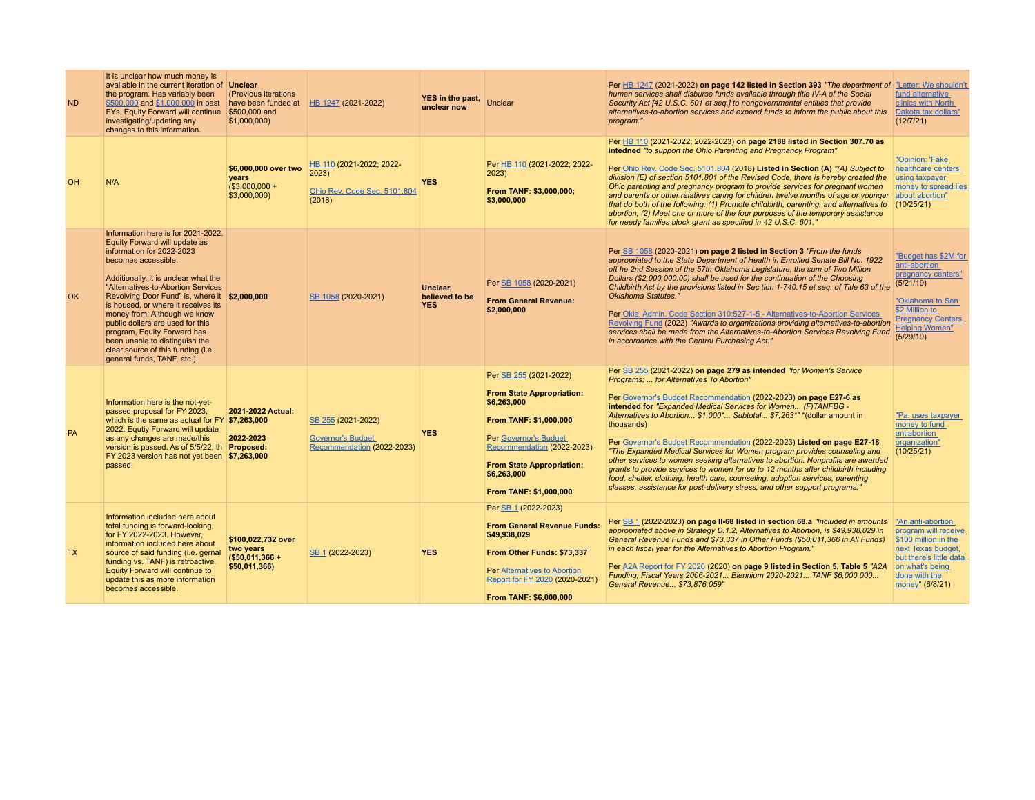| | | | | | | | |
|---|---|---|---|---|---|---|---|
| ND | It is unclear how much money is available in the current iteration of the program. Has variably been $500,000 and $1,000,000 in past FYs. Equity Forward will continue investigating/updating any changes to this information. | **Unclear** (Previous iterations have been funded at $500,000 and $1,000,000) | HB 1247 (2021-2022) | **YES in the past, unclear now** | Unclear | Per HB 1247 (2021-2022) **on page 142 listed in Section 393** *"The department of human services shall disburse funds available through title IV-A of the Social Security Act [42 U.S.C. 601 et seq.] to nongovernmental entities that provide alternatives-to-abortion services and expend funds to inform the public about this program."* | "Letter: We shouldn't fund alternative clinics with North Dakota tax dollars" (12/7/21) |
| OH | N/A | **$6,000,000 over two years** ($3,000,000 + $3,000,000) | HB 110 (2021-2022; 2022-2023)<br><br>Ohio Rev. Code Sec. 5101.804 (2018) | **YES** | Per HB 110 (2021-2022; 2022-2023)<br><br>**From TANF: $3,000,000; $3,000,000** | Per HB 110 (2021-2022; 2022-2023) **on page 2188 listed in Section 307.70 as intedned** *"to support the Ohio Parenting and Pregnancy Program"*<br><br>Per Ohio Rev. Code Sec. 5101.804 (2018) **Listed in Section (A)** *"(A) Subject to division (E) of section 5101.801 of the Revised Code, there is hereby created the Ohio parenting and pregnancy program to provide services for pregnant women and parents or other relatives caring for children twelve months of age or younger that do both of the following: (1) Promote childbirth, parenting, and alternatives to abortion; (2) Meet one or more of the four purposes of the temporary assistance for needy families block grant as specified in 42 U.S.C. 601."* | "Opinion: 'Fake healthcare centers' using taxpayer money to spread lies about abortion" (10/25/21) |
| OK | Information here is for 2021-2022. Equity Forward will update as information for 2022-2023 becomes accessible.<br><br>Additionally, it is unclear what the "Alternatives-to-Abortion Services Revolving Door Fund" is, where it is housed, or where it receives its money from. Although we know public dollars are used for this program, Equity Forward has been unable to distinguish the clear source of this funding (i.e. general funds, TANF, etc.). | **$2,000,000** | SB 1058 (2020-2021) | **Unclear, believed to be YES** | Per SB 1058 (2020-2021)<br><br>**From General Revenue: $2,000,000** | Per SB 1058 (2020-2021) **on page 2 listed in Section 3** *"From the funds appropriated to the State Department of Health in Enrolled Senate Bill No. 1922 oft he 2nd Session of the 57th Oklahoma Legislature, the sum of Two Million Dollars ($2,000,000.00) shall be used for the continuation of the Choosing Childbirth Act by the provisions listed in Sec tion 1-740.15 et seq. of Title 63 of the Oklahoma Statutes."*<br><br>Per Okla. Admin. Code Section 310:527-1-5 - Alternatives-to-Abortion Services Revolving Fund (2022) *"Awards to organizations providing alternatives-to-abortion services shall be made from the Alternatives-to-Abortion Services Revolving Fund in accordance with the Central Purchasing Act."* | "Budget has $2M for anti-abortion pregnancy centers" (5/21/19)<br><br>"Oklahoma to Sen $2 Million to Pregnancy Centers Helping Women" (5/29/19) |
| PA | Information here is the not-yet-passed proposal for FY 2023, which is the same as actual for FY 2022. Equtiy Forward will update as any changes are made/this version is passed. As of 5/5/22, th FY 2023 version has not yet been passed. | **2021-2022 Actual: $7,263,000**<br><br>**2022-2023 Proposed: $7,263,000** | SB 255 (2021-2022)<br><br>Governor's Budget Recommendation (2022-2023) | **YES** | Per SB 255 (2021-2022)<br><br>**From State Appropriation: $6,263,000**<br><br>**From TANF: $1,000,000**<br><br>Per Governor's Budget Recommendation (2022-2023)<br><br>**From State Appropriation: $6,263,000**<br><br>**From TANF: $1,000,000** | Per SB 255 (2021-2022) **on page 279 as intended** *"for Women's Service Programs; ... for Alternatives To Abortion"*<br><br>Per Governor's Budget Recommendation (2022-2023) **on page E27-6 as intended for** *"Expanded Medical Services for Women... (F)TANFBG - Alternatives to Abortion... $1,000\*... Subtotal... $7,263\*"* \*(dollar amount in thousands)<br><br>Per Governor's Budget Recommendation (2022-2023) **Listed on page E27-18** *"The Expanded Medical Services for Women program provides counseling and other services to women seeking alternatives to abortion. Nonprofits are awarded grants to provide services to women for up to 12 months after childbirth including food, shelter, clothing, health care, counseling, adoption services, parenting classes, assistance for post-delivery stress, and other support programs."* | "Pa. uses taxpayer money to fund antiabortion organization" (10/25/21) |
| TX | Information included here about total funding is forward-looking, for FY 2022-2023. However, information included here about source of said funding (i.e. gernal funding vs. TANF) is retroactive. Equity Forward will continue to update this as more information becomes accessible. | **$100,022,732 over two years ($50,011,366 + $50,011,366)** | SB 1 (2022-2023) | **YES** | Per SB 1 (2022-2023)<br><br>**From General Revenue Funds: $49,938,029**<br><br>**From Other Funds: $73,337**<br><br>Per Alternatives to Abortion Report for FY 2020 (2020-2021)<br><br>**From TANF: $6,000,000** | Per SB 1 (2022-2023) **on page II-68 listed in section 68.a** *"Included in amounts appropriated above in Strategy D.1.2, Alternatives to Abortion, is $49,938,029 in General Revenue Funds and $73,337 in Other Funds ($50,011,366 in All Funds) in each fiscal year for the Alternatives to Abortion Program."*<br><br>Per A2A Report for FY 2022 (2020) **on page 9 listed in Section 5, Table 5** *"A2A Funding, Fiscal Years 2006-2021... Biennium 2020-2021... TANF $6,000,000... General Revenue... $73,876,059"* | "An anti-abortion program will receive $100 million in the next Texas budget, but there's little data on what's being done with the money" (6/8/21) |